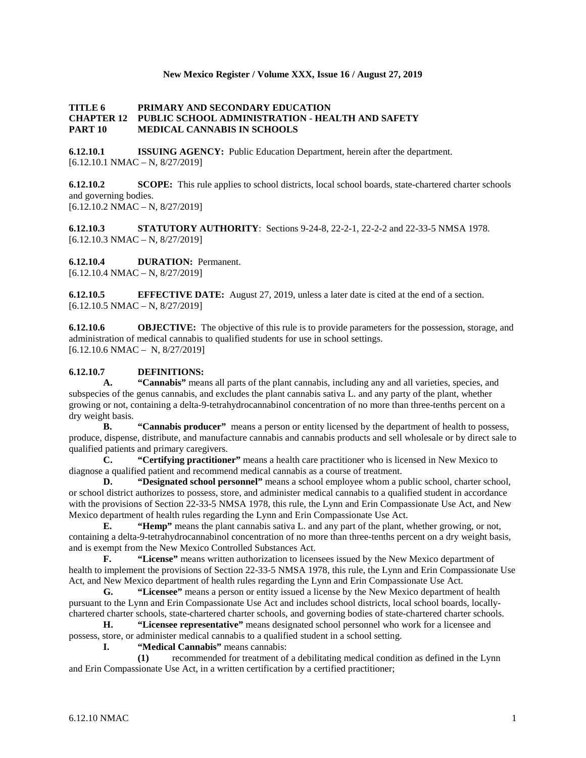**TITLE 6 PRIMARY AND SECONDARY EDUCATION**
**CHAPTER 12 PUBLIC SCHOOL ADMINISTRATION - HEALTH AND SAFETY**
**PART 10 MEDICAL CANNABIS IN SCHOOLS**

**6.12.10.1 ISSUING AGENCY:** Public Education Department, herein after the department.
[6.12.10.1 NMAC – N, 8/27/2019]

**6.12.10.2 SCOPE:** This rule applies to school districts, local school boards, state-chartered charter schools and governing bodies.
[6.12.10.2 NMAC – N, 8/27/2019]

**6.12.10.3 STATUTORY AUTHORITY**: Sections 9-24-8, 22-2-1, 22-2-2 and 22-33-5 NMSA 1978.
[6.12.10.3 NMAC – N, 8/27/2019]

**6.12.10.4 DURATION:** Permanent.
[6.12.10.4 NMAC – N, 8/27/2019]

**6.12.10.5 EFFECTIVE DATE:** August 27, 2019, unless a later date is cited at the end of a section.
[6.12.10.5 NMAC – N, 8/27/2019]

**6.12.10.6 OBJECTIVE:** The objective of this rule is to provide parameters for the possession, storage, and administration of medical cannabis to qualified students for use in school settings.
[6.12.10.6 NMAC – N, 8/27/2019]

**6.12.10.7 DEFINITIONS:**

**A. "Cannabis"** means all parts of the plant cannabis, including any and all varieties, species, and subspecies of the genus cannabis, and excludes the plant cannabis sativa L. and any party of the plant, whether growing or not, containing a delta-9-tetrahydrocannabinol concentration of no more than three-tenths percent on a dry weight basis.

**B. "Cannabis producer"** means a person or entity licensed by the department of health to possess, produce, dispense, distribute, and manufacture cannabis and cannabis products and sell wholesale or by direct sale to qualified patients and primary caregivers.

**C. "Certifying practitioner"** means a health care practitioner who is licensed in New Mexico to diagnose a qualified patient and recommend medical cannabis as a course of treatment.

**D. "Designated school personnel"** means a school employee whom a public school, charter school, or school district authorizes to possess, store, and administer medical cannabis to a qualified student in accordance with the provisions of Section 22-33-5 NMSA 1978, this rule, the Lynn and Erin Compassionate Use Act, and New Mexico department of health rules regarding the Lynn and Erin Compassionate Use Act.

**E. "Hemp"** means the plant cannabis sativa L. and any part of the plant, whether growing, or not, containing a delta-9-tetrahydrocannabinol concentration of no more than three-tenths percent on a dry weight basis, and is exempt from the New Mexico Controlled Substances Act.

**F. "License"** means written authorization to licensees issued by the New Mexico department of health to implement the provisions of Section 22-33-5 NMSA 1978, this rule, the Lynn and Erin Compassionate Use Act, and New Mexico department of health rules regarding the Lynn and Erin Compassionate Use Act.

**G. "Licensee"** means a person or entity issued a license by the New Mexico department of health pursuant to the Lynn and Erin Compassionate Use Act and includes school districts, local school boards, locally-chartered charter schools, state-chartered charter schools, and governing bodies of state-chartered charter schools.

**H. "Licensee representative"** means designated school personnel who work for a licensee and possess, store, or administer medical cannabis to a qualified student in a school setting.

**I. "Medical Cannabis"** means cannabis:

**(1)** recommended for treatment of a debilitating medical condition as defined in the Lynn and Erin Compassionate Use Act, in a written certification by a certified practitioner;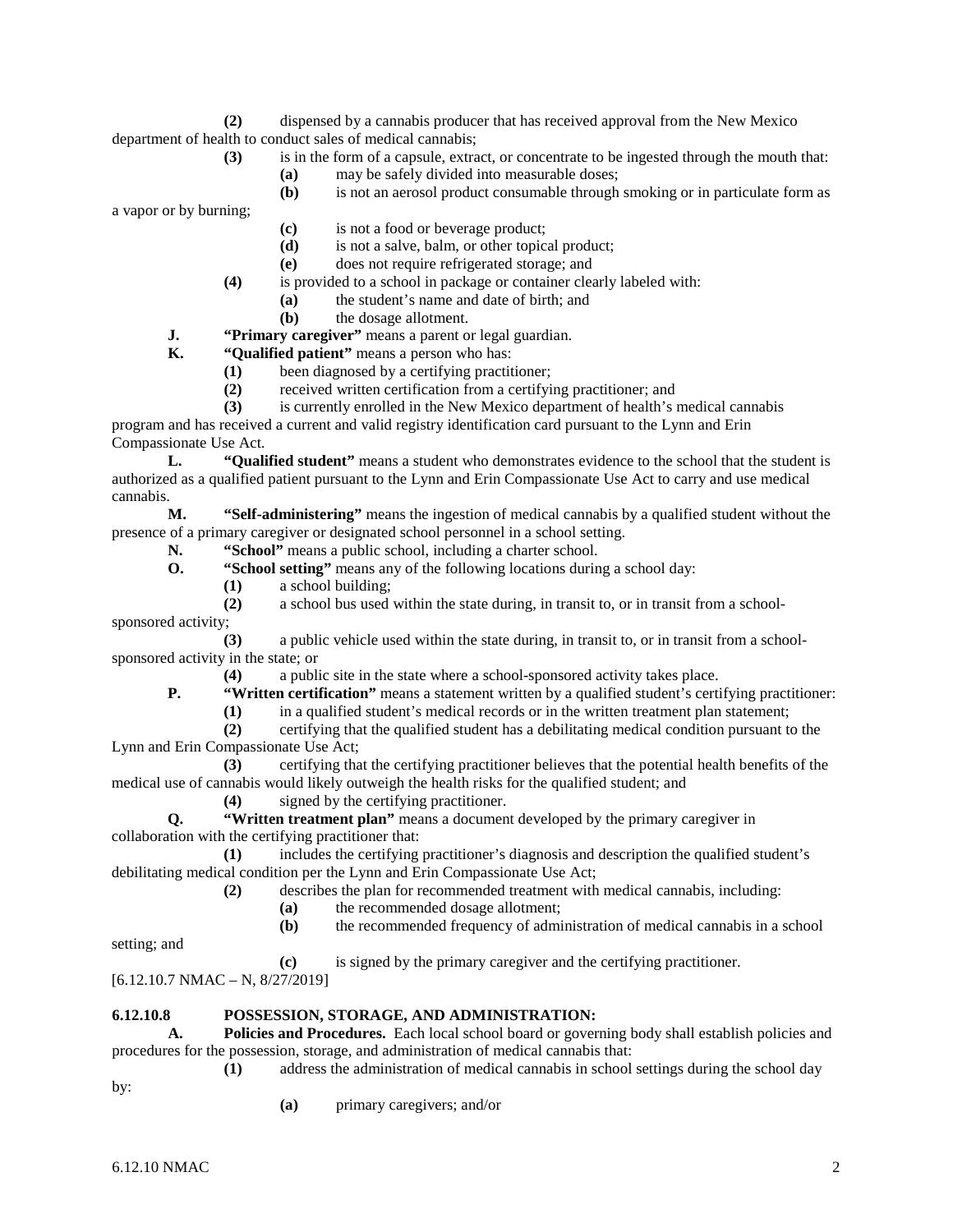**(2)** dispensed by a cannabis producer that has received approval from the New Mexico department of health to conduct sales of medical cannabis;

**(3)** is in the form of a capsule, extract, or concentrate to be ingested through the mouth that:

**(a)** may be safely divided into measurable doses;

**(b)** is not an aerosol product consumable through smoking or in particulate form as a vapor or by burning;

**(c)** is not a food or beverage product;

**(d)** is not a salve, balm, or other topical product;

**(e)** does not require refrigerated storage; and

**(4)** is provided to a school in package or container clearly labeled with:

**(a)** the student's name and date of birth; and

**(b)** the dosage allotment.

**J.** **"Primary caregiver"** means a parent or legal guardian.

**K.** **"Qualified patient"** means a person who has:

**(1)** been diagnosed by a certifying practitioner;

**(2)** received written certification from a certifying practitioner; and

**(3)** is currently enrolled in the New Mexico department of health's medical cannabis program and has received a current and valid registry identification card pursuant to the Lynn and Erin Compassionate Use Act.

**L.** **"Qualified student"** means a student who demonstrates evidence to the school that the student is authorized as a qualified patient pursuant to the Lynn and Erin Compassionate Use Act to carry and use medical cannabis.

**M.** **"Self-administering"** means the ingestion of medical cannabis by a qualified student without the presence of a primary caregiver or designated school personnel in a school setting.

**N.** **"School"** means a public school, including a charter school.

**O.** **"School setting"** means any of the following locations during a school day:

**(1)** a school building;

**(2)** a school bus used within the state during, in transit to, or in transit from a school-sponsored activity;

**(3)** a public vehicle used within the state during, in transit to, or in transit from a school-sponsored activity in the state; or

**(4)** a public site in the state where a school-sponsored activity takes place.

**P.** **"Written certification"** means a statement written by a qualified student's certifying practitioner:

**(1)** in a qualified student's medical records or in the written treatment plan statement;

**(2)** certifying that the qualified student has a debilitating medical condition pursuant to the Lynn and Erin Compassionate Use Act;

**(3)** certifying that the certifying practitioner believes that the potential health benefits of the medical use of cannabis would likely outweigh the health risks for the qualified student; and

**(4)** signed by the certifying practitioner.

**Q.** **"Written treatment plan"** means a document developed by the primary caregiver in collaboration with the certifying practitioner that:

**(1)** includes the certifying practitioner's diagnosis and description the qualified student's debilitating medical condition per the Lynn and Erin Compassionate Use Act;

**(2)** describes the plan for recommended treatment with medical cannabis, including:

**(a)** the recommended dosage allotment;

**(b)** the recommended frequency of administration of medical cannabis in a school setting; and

**(c)** is signed by the primary caregiver and the certifying practitioner.

[6.12.10.7 NMAC – N, 8/27/2019]

**6.12.10.8 POSSESSION, STORAGE, AND ADMINISTRATION:**

**A.** **Policies and Procedures.** Each local school board or governing body shall establish policies and procedures for the possession, storage, and administration of medical cannabis that:

**(1)** address the administration of medical cannabis in school settings during the school day by:

**(a)** primary caregivers; and/or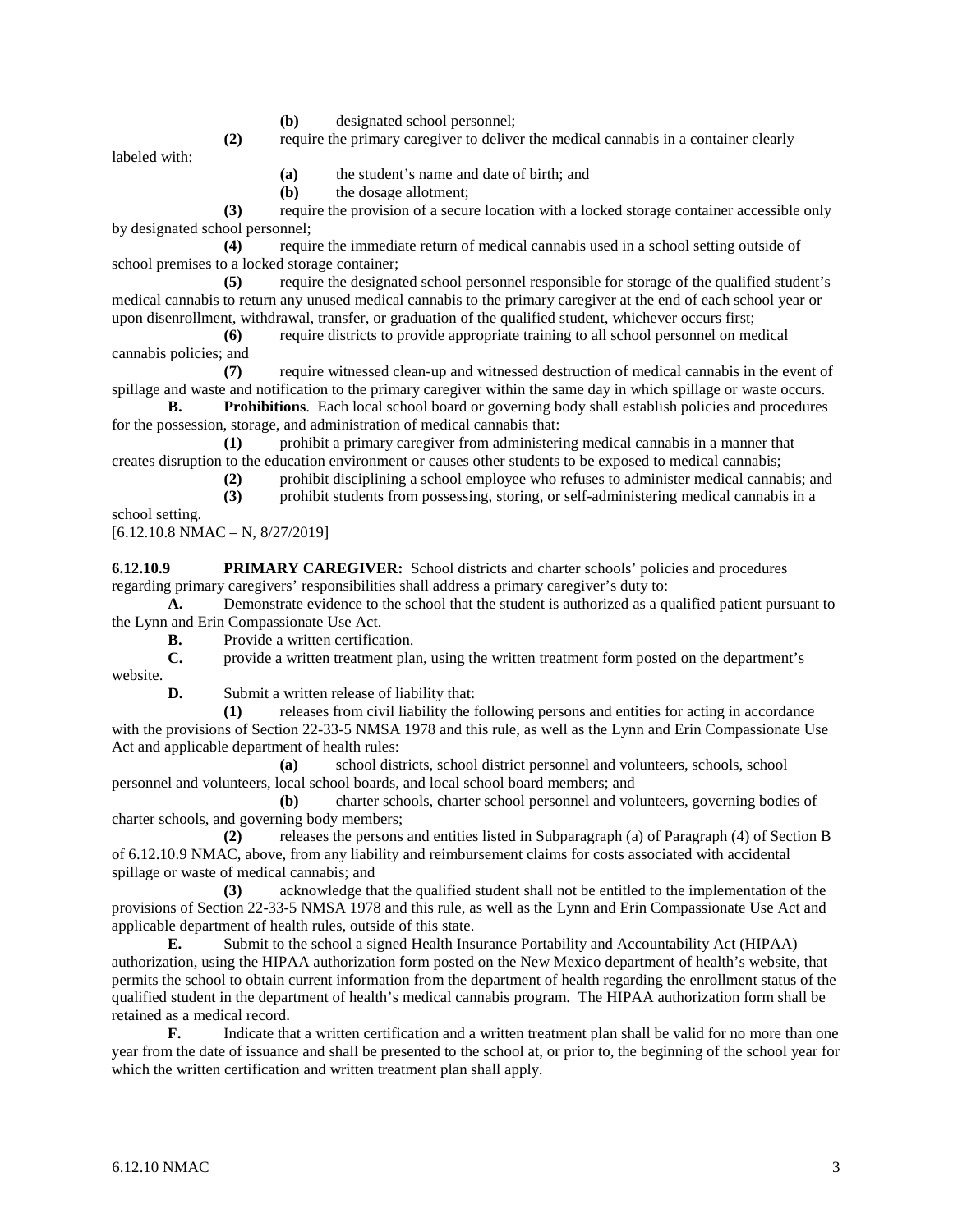**(b)** designated school personnel;

**(2)** require the primary caregiver to deliver the medical cannabis in a container clearly labeled with:

**(a)** the student's name and date of birth; and

**(b)** the dosage allotment;

**(3)** require the provision of a secure location with a locked storage container accessible only by designated school personnel;

**(4)** require the immediate return of medical cannabis used in a school setting outside of school premises to a locked storage container;

**(5)** require the designated school personnel responsible for storage of the qualified student's medical cannabis to return any unused medical cannabis to the primary caregiver at the end of each school year or upon disenrollment, withdrawal, transfer, or graduation of the qualified student, whichever occurs first;

**(6)** require districts to provide appropriate training to all school personnel on medical cannabis policies; and

**(7)** require witnessed clean-up and witnessed destruction of medical cannabis in the event of spillage and waste and notification to the primary caregiver within the same day in which spillage or waste occurs.

**B. Prohibitions**. Each local school board or governing body shall establish policies and procedures for the possession, storage, and administration of medical cannabis that:

**(1)** prohibit a primary caregiver from administering medical cannabis in a manner that creates disruption to the education environment or causes other students to be exposed to medical cannabis;

**(2)** prohibit disciplining a school employee who refuses to administer medical cannabis; and

**(3)** prohibit students from possessing, storing, or self-administering medical cannabis in a school setting.

[6.12.10.8 NMAC – N, 8/27/2019]

**6.12.10.9 PRIMARY CAREGIVER:** School districts and charter schools' policies and procedures regarding primary caregivers' responsibilities shall address a primary caregiver's duty to:

**A.** Demonstrate evidence to the school that the student is authorized as a qualified patient pursuant to the Lynn and Erin Compassionate Use Act.

**B.** Provide a written certification.

**C.** provide a written treatment plan, using the written treatment form posted on the department's website.

**D.** Submit a written release of liability that:

**(1)** releases from civil liability the following persons and entities for acting in accordance with the provisions of Section 22-33-5 NMSA 1978 and this rule, as well as the Lynn and Erin Compassionate Use Act and applicable department of health rules:

**(a)** school districts, school district personnel and volunteers, schools, school personnel and volunteers, local school boards, and local school board members; and

**(b)** charter schools, charter school personnel and volunteers, governing bodies of charter schools, and governing body members;

**(2)** releases the persons and entities listed in Subparagraph (a) of Paragraph (4) of Section B of 6.12.10.9 NMAC, above, from any liability and reimbursement claims for costs associated with accidental spillage or waste of medical cannabis; and

**(3)** acknowledge that the qualified student shall not be entitled to the implementation of the provisions of Section 22-33-5 NMSA 1978 and this rule, as well as the Lynn and Erin Compassionate Use Act and applicable department of health rules, outside of this state.

**E.** Submit to the school a signed Health Insurance Portability and Accountability Act (HIPAA) authorization, using the HIPAA authorization form posted on the New Mexico department of health's website, that permits the school to obtain current information from the department of health regarding the enrollment status of the qualified student in the department of health's medical cannabis program. The HIPAA authorization form shall be retained as a medical record.

**F.** Indicate that a written certification and a written treatment plan shall be valid for no more than one year from the date of issuance and shall be presented to the school at, or prior to, the beginning of the school year for which the written certification and written treatment plan shall apply.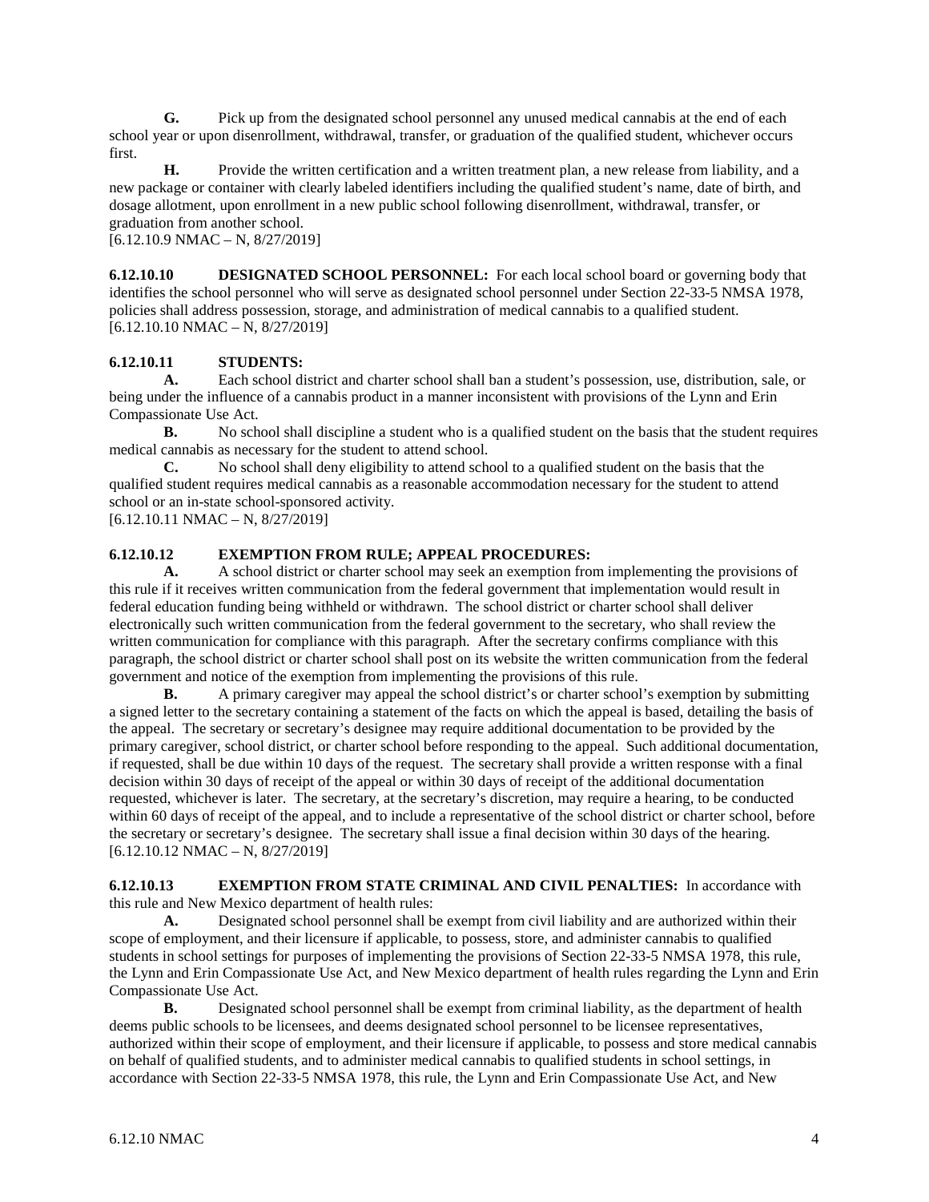**G.** Pick up from the designated school personnel any unused medical cannabis at the end of each school year or upon disenrollment, withdrawal, transfer, or graduation of the qualified student, whichever occurs first.

**H.** Provide the written certification and a written treatment plan, a new release from liability, and a new package or container with clearly labeled identifiers including the qualified student's name, date of birth, and dosage allotment, upon enrollment in a new public school following disenrollment, withdrawal, transfer, or graduation from another school.

[6.12.10.9 NMAC – N, 8/27/2019]

**6.12.10.10 DESIGNATED SCHOOL PERSONNEL:** For each local school board or governing body that identifies the school personnel who will serve as designated school personnel under Section 22-33-5 NMSA 1978, policies shall address possession, storage, and administration of medical cannabis to a qualified student.

[6.12.10.10 NMAC – N, 8/27/2019]

**6.12.10.11 STUDENTS:**

**A.** Each school district and charter school shall ban a student's possession, use, distribution, sale, or being under the influence of a cannabis product in a manner inconsistent with provisions of the Lynn and Erin Compassionate Use Act.

**B.** No school shall discipline a student who is a qualified student on the basis that the student requires medical cannabis as necessary for the student to attend school.

**C.** No school shall deny eligibility to attend school to a qualified student on the basis that the qualified student requires medical cannabis as a reasonable accommodation necessary for the student to attend school or an in-state school-sponsored activity.

[6.12.10.11 NMAC – N, 8/27/2019]

**6.12.10.12 EXEMPTION FROM RULE; APPEAL PROCEDURES:**

**A.** A school district or charter school may seek an exemption from implementing the provisions of this rule if it receives written communication from the federal government that implementation would result in federal education funding being withheld or withdrawn. The school district or charter school shall deliver electronically such written communication from the federal government to the secretary, who shall review the written communication for compliance with this paragraph. After the secretary confirms compliance with this paragraph, the school district or charter school shall post on its website the written communication from the federal government and notice of the exemption from implementing the provisions of this rule.

**B.** A primary caregiver may appeal the school district's or charter school's exemption by submitting a signed letter to the secretary containing a statement of the facts on which the appeal is based, detailing the basis of the appeal. The secretary or secretary's designee may require additional documentation to be provided by the primary caregiver, school district, or charter school before responding to the appeal. Such additional documentation, if requested, shall be due within 10 days of the request. The secretary shall provide a written response with a final decision within 30 days of receipt of the appeal or within 30 days of receipt of the additional documentation requested, whichever is later. The secretary, at the secretary's discretion, may require a hearing, to be conducted within 60 days of receipt of the appeal, and to include a representative of the school district or charter school, before the secretary or secretary's designee. The secretary shall issue a final decision within 30 days of the hearing.

[6.12.10.12 NMAC – N, 8/27/2019]

**6.12.10.13 EXEMPTION FROM STATE CRIMINAL AND CIVIL PENALTIES:** In accordance with this rule and New Mexico department of health rules:

**A.** Designated school personnel shall be exempt from civil liability and are authorized within their scope of employment, and their licensure if applicable, to possess, store, and administer cannabis to qualified students in school settings for purposes of implementing the provisions of Section 22-33-5 NMSA 1978, this rule, the Lynn and Erin Compassionate Use Act, and New Mexico department of health rules regarding the Lynn and Erin Compassionate Use Act.

**B.** Designated school personnel shall be exempt from criminal liability, as the department of health deems public schools to be licensees, and deems designated school personnel to be licensee representatives, authorized within their scope of employment, and their licensure if applicable, to possess and store medical cannabis on behalf of qualified students, and to administer medical cannabis to qualified students in school settings, in accordance with Section 22-33-5 NMSA 1978, this rule, the Lynn and Erin Compassionate Use Act, and New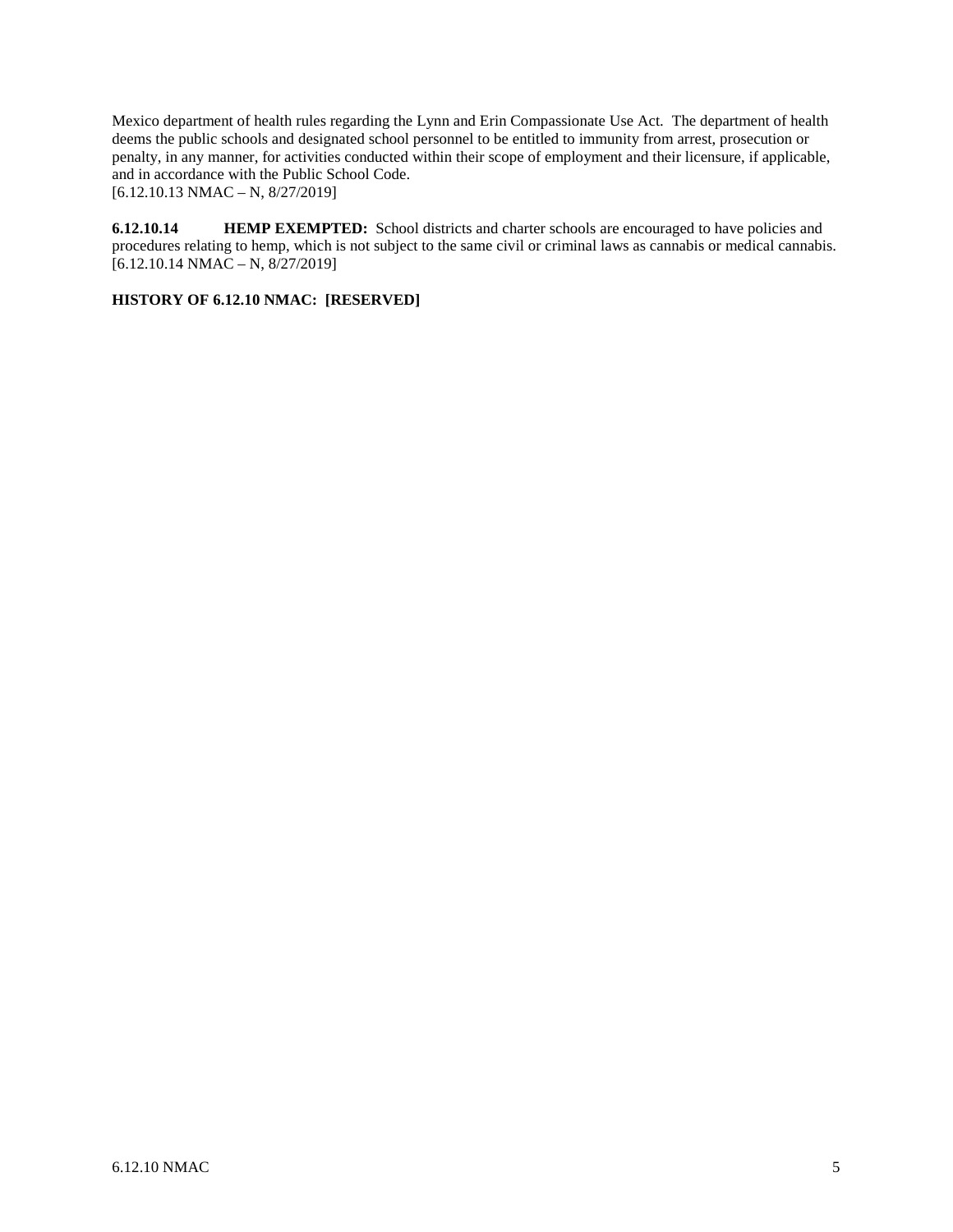Mexico department of health rules regarding the Lynn and Erin Compassionate Use Act. The department of health deems the public schools and designated school personnel to be entitled to immunity from arrest, prosecution or penalty, in any manner, for activities conducted within their scope of employment and their licensure, if applicable, and in accordance with the Public School Code.
[6.12.10.13 NMAC – N, 8/27/2019]

**6.12.10.14 HEMP EXEMPTED:** School districts and charter schools are encouraged to have policies and procedures relating to hemp, which is not subject to the same civil or criminal laws as cannabis or medical cannabis.
[6.12.10.14 NMAC – N, 8/27/2019]

**HISTORY OF 6.12.10 NMAC: [RESERVED]**